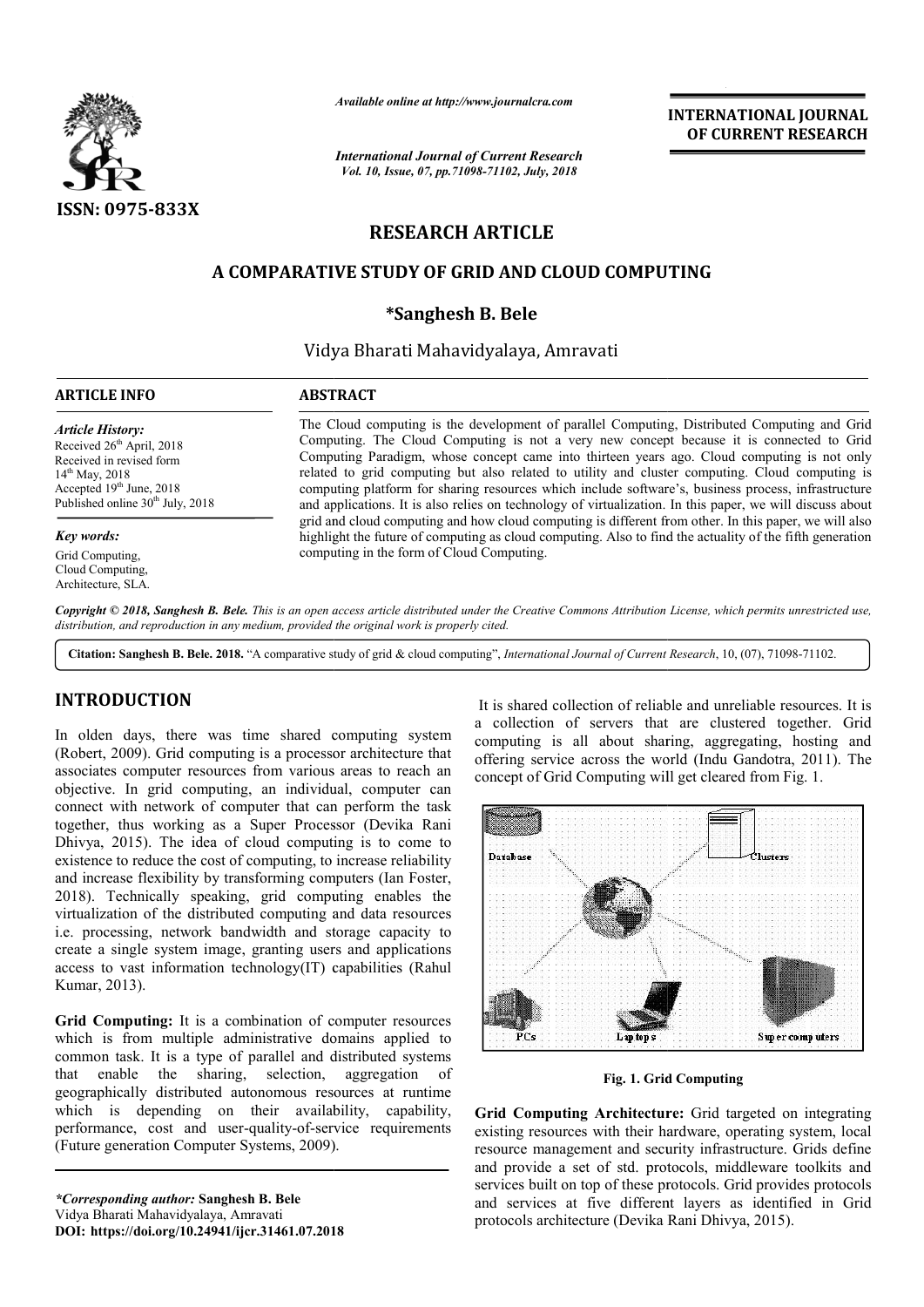*Available online at http://www.journalcra.com*

*International Journal of Current Research*
*Vol. 10, Issue, 07, pp.71098-71102, July, 2018*

**INTERNATIONAL JOURNAL OF CURRENT RESEARCH**

ISSN: 0975-833X

# RESEARCH ARTICLE

## A COMPARATIVE STUDY OF GRID AND CLOUD COMPUTING

**\*Sanghesh B. Bele**

Vidya Bharati Mahavidyalaya, Amravati

**ARTICLE INFO**

*Article History:*
Received 26th April, 2018
Received in revised form 14th May, 2018
Accepted 19th June, 2018
Published online 30th July, 2018

*Key words:*
Grid Computing,
Cloud Computing,
Architecture, SLA.

**ABSTRACT**

The Cloud computing is the development of parallel Computing, Distributed Computing and Grid Computing. The Cloud Computing is not a very new concept because it is connected to Grid Computing Paradigm, whose concept came into thirteen years ago. Cloud computing is not only related to grid computing but also related to utility and cluster computing. Cloud computing is computing platform for sharing resources which include software's, business process, infrastructure and applications. It is also relies on technology of virtualization. In this paper, we will discuss about grid and cloud computing and how cloud computing is different from other. In this paper, we will also highlight the future of computing as cloud computing. Also to find the actuality of the fifth generation computing in the form of Cloud Computing.

*Copyright © 2018, Sanghesh B. Bele. This is an open access article distributed under the Creative Commons Attribution License, which permits unrestricted use, distribution, and reproduction in any medium, provided the original work is properly cited.*

**Citation: Sanghesh B. Bele. 2018.** "A comparative study of grid & cloud computing", *International Journal of Current Research*, 10, (07), 71098-71102.

# INTRODUCTION

In olden days, there was time shared computing system (Robert, 2009). Grid computing is a processor architecture that associates computer resources from various areas to reach an objective. In grid computing, an individual, computer can connect with network of computer that can perform the task together, thus working as a Super Processor (Devika Rani Dhivya, 2015). The idea of cloud computing is to come to existence to reduce the cost of computing, to increase reliability and increase flexibility by transforming computers (Ian Foster, 2018). Technically speaking, grid computing enables the virtualization of the distributed computing and data resources i.e. processing, network bandwidth and storage capacity to create a single system image, granting users and applications access to vast information technology(IT) capabilities (Rahul Kumar, 2013).

**Grid Computing:** It is a combination of computer resources which is from multiple administrative domains applied to common task. It is a type of parallel and distributed systems that enable the sharing, selection, aggregation of geographically distributed autonomous resources at runtime which is depending on their availability, capability, performance, cost and user-quality-of-service requirements (Future generation Computer Systems, 2009).

It is shared collection of reliable and unreliable resources. It is a collection of servers that are clustered together. Grid computing is all about sharing, aggregating, hosting and offering service across the world (Indu Gandotra, 2011). The concept of Grid Computing will get cleared from Fig. 1.

Fig. 1. Grid Computing

**Grid Computing Architecture:** Grid targeted on integrating existing resources with their hardware, operating system, local resource management and security infrastructure. Grids define and provide a set of std. protocols, middleware toolkits and services built on top of these protocols. Grid provides protocols and services at five different layers as identified in Grid protocols architecture (Devika Rani Dhivya, 2015).

*\*Corresponding author:* **Sanghesh B. Bele**
Vidya Bharati Mahavidyalaya, Amravati
**DOI: https://doi.org/10.24941/ijcr.31461.07.2018**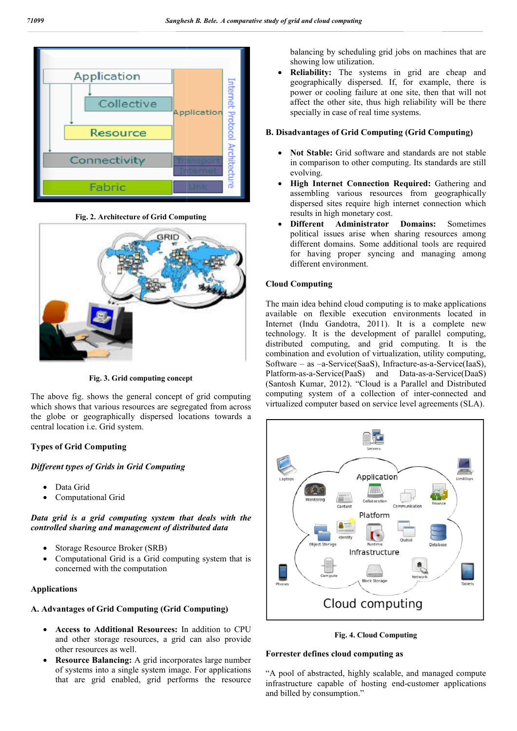Fig. 2. Architecture of Grid Computing

Fig. 3. Grid computing concept

The above fig. shows the general concept of grid computing which shows that various resources are segregated from across the globe or geographically dispersed locations towards a central location i.e. Grid system.

### Types of Grid Computing

*Different types of Grids in Grid Computing*

- Data Grid
- Computational Grid

***Data grid is a grid computing system that deals with the controlled sharing and management of distributed data***

- Storage Resource Broker (SRB)
- Computational Grid is a Grid computing system that is concerned with the computation

### Applications

#### A. Advantages of Grid Computing (Grid Computing)

- **Access to Additional Resources:** In addition to CPU and other storage resources, a grid can also provide other resources as well.
- **Resource Balancing:** A grid incorporates large number of systems into a single system image. For applications that are grid enabled, grid performs the resource balancing by scheduling grid jobs on machines that are showing low utilization.
- **Reliability:** The systems in grid are cheap and geographically dispersed. If, for example, there is power or cooling failure at one site, then that will not affect the other site, thus high reliability will be there specially in case of real time systems.

#### B. Disadvantages of Grid Computing (Grid Computing)

- **Not Stable:** Grid software and standards are not stable in comparison to other computing. Its standards are still evolving.
- **High Internet Connection Required:** Gathering and assembling various resources from geographically dispersed sites require high internet connection which results in high monetary cost.
- **Different Administrator Domains:** Sometimes political issues arise when sharing resources among different domains. Some additional tools are required for having proper syncing and managing among different environment.

### Cloud Computing

The main idea behind cloud computing is to make applications available on flexible execution environments located in Internet (Indu Gandotra, 2011). It is a complete new technology. It is the development of parallel computing, distributed computing, and grid computing. It is the combination and evolution of virtualization, utility computing, Software – as –a-Service(SaaS), Infracture-as-a-Service(IaaS), Platform-as-a-Service(PaaS) and Data-as-a-Service(DaaS) (Santosh Kumar, 2012). "Cloud is a Parallel and Distributed computing system of a collection of inter-connected and virtualized computer based on service level agreements (SLA).

Fig. 4. Cloud Computing

**Forrester defines cloud computing as**

"A pool of abstracted, highly scalable, and managed compute infrastructure capable of hosting end-customer applications and billed by consumption."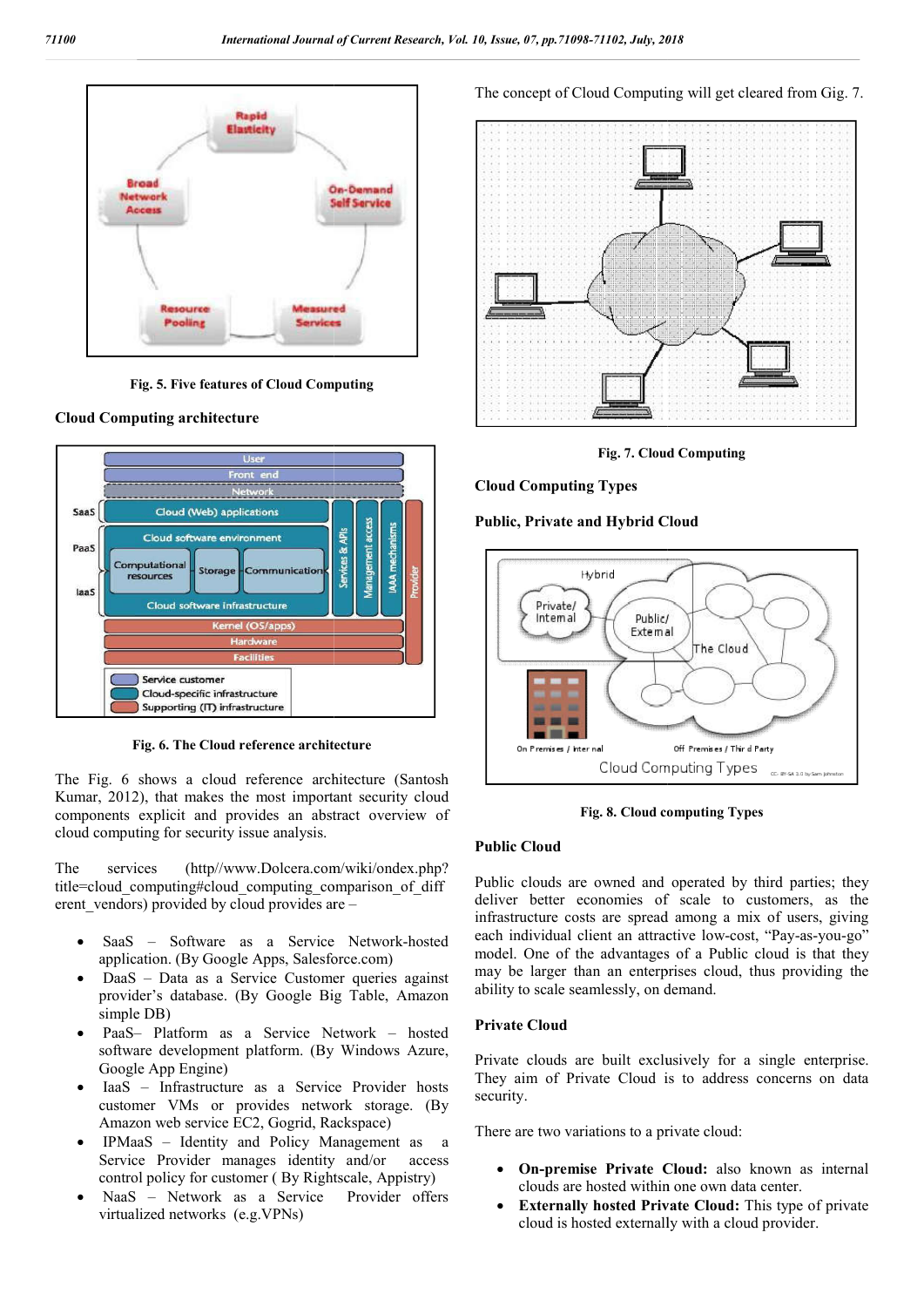Fig. 5. Five features of Cloud Computing

**Cloud Computing architecture**

Fig. 6. The Cloud reference architecture

The Fig. 6 shows a cloud reference architecture (Santosh Kumar, 2012), that makes the most important security cloud components explicit and provides an abstract overview of cloud computing for security issue analysis.

The services (http//www.Dolcera.com/wiki/ondex.php?title=cloud_computing#cloud_computing_comparison_of_different_vendors) provided by cloud provides are –

- SaaS – Software as a Service Network-hosted application. (By Google Apps, Salesforce.com)
- DaaS – Data as a Service Customer queries against provider's database. (By Google Big Table, Amazon simple DB)
- PaaS– Platform as a Service Network – hosted software development platform. (By Windows Azure, Google App Engine)
- IaaS – Infrastructure as a Service Provider hosts customer VMs or provides network storage. (By Amazon web service EC2, Gogrid, Rackspace)
- IPMaaS – Identity and Policy Management as a Service Provider manages identity and/or access control policy for customer ( By Rightscale, Appistry)
- NaaS – Network as a Service Provider offers virtualized networks (e.g.VPNs)

The concept of Cloud Computing will get cleared from Gig. 7.

Fig. 7. Cloud Computing

**Cloud Computing Types**

**Public, Private and Hybrid Cloud**

Fig. 8. Cloud computing Types

**Public Cloud**

Public clouds are owned and operated by third parties; they deliver better economies of scale to customers, as the infrastructure costs are spread among a mix of users, giving each individual client an attractive low-cost, "Pay-as-you-go" model. One of the advantages of a Public cloud is that they may be larger than an enterprises cloud, thus providing the ability to scale seamlessly, on demand.

**Private Cloud**

Private clouds are built exclusively for a single enterprise. They aim of Private Cloud is to address concerns on data security.

There are two variations to a private cloud:

- **On-premise Private Cloud:** also known as internal clouds are hosted within one own data center.
- **Externally hosted Private Cloud:** This type of private cloud is hosted externally with a cloud provider.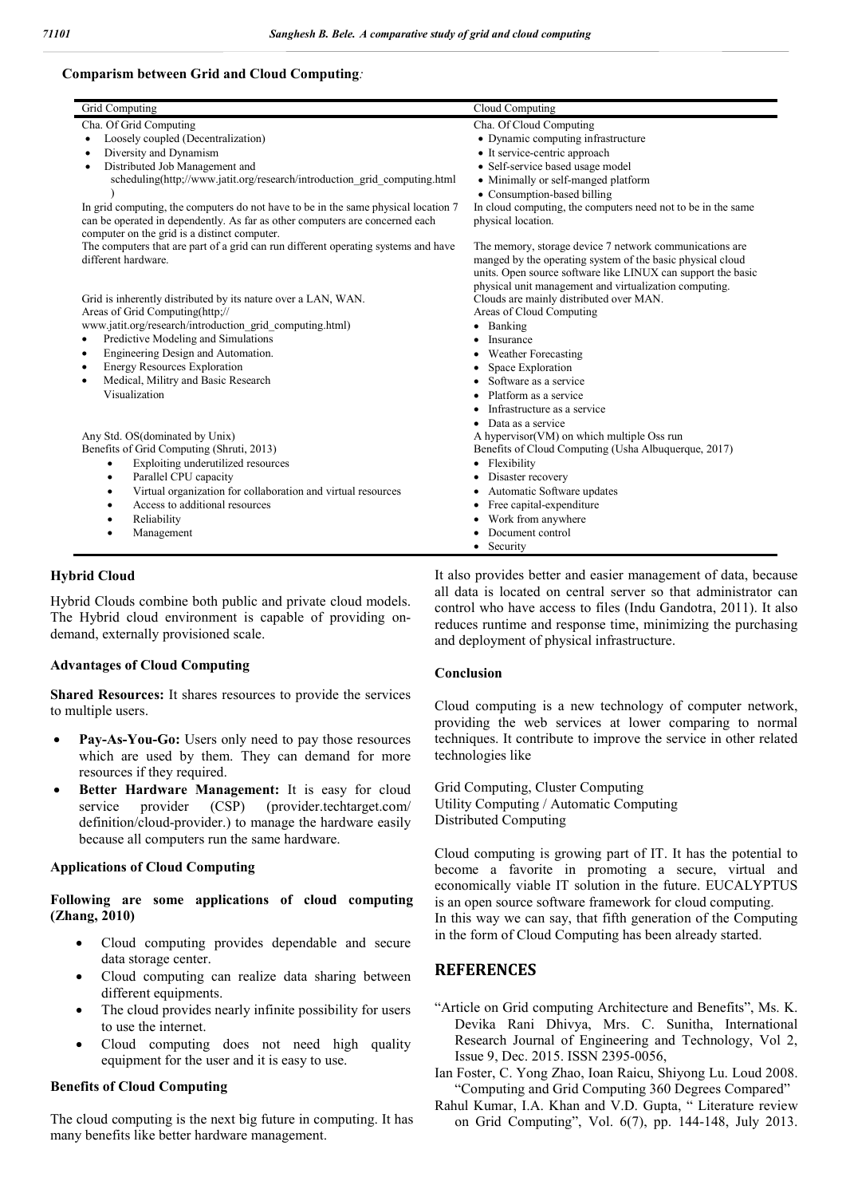**Comparism between Grid and Cloud Computing**:

| Grid Computing | Cloud Computing |
|---|---|
| Cha. Of Grid Computing<br>• Loosely coupled (Decentralization)<br>• Diversity and Dynamism<br>• Distributed Job Management and scheduling(http;//www.jatit.org/research/introduction_grid_computing.html) | Cha. Of Cloud Computing<br>• Dynamic computing infrastructure<br>• It service-centric approach<br>• Self-service based usage model<br>• Minimally or self-manged platform<br>• Consumption-based billing |
| In grid computing, the computers do not have to be in the same physical location 7 can be operated in dependently. As far as other computers are concerned each computer on the grid is a distinct computer. | In cloud computing, the computers need not to be in the same physical location. |
| The computers that are part of a grid can run different operating systems and have different hardware. | The memory, storage device 7 network communications are manged by the operating system of the basic physical cloud units. Open source software like LINUX can support the basic physical unit management and virtualization computing. |
| Grid is inherently distributed by its nature over a LAN, WAN. | Clouds are mainly distributed over MAN. |
| Areas of Grid Computing(http;// www.jatit.org/research/introduction_grid_computing.html)<br>• Predictive Modeling and Simulations<br>• Engineering Design and Automation.<br>• Energy Resources Exploration<br>• Medical, Militry and Basic Research Visualization | Areas of Cloud Computing<br>• Banking<br>• Insurance<br>• Weather Forecasting<br>• Space Exploration<br>• Software as a service<br>• Platform as a service<br>• Infrastructure as a service<br>• Data as a service |
| Any Std. OS(dominated by Unix) | A hypervisor(VM) on which multiple Oss run |
| Benefits of Grid Computing (Shruti, 2013)<br>• Exploiting underutilized resources<br>• Parallel CPU capacity<br>• Virtual organization for collaboration and virtual resources<br>• Access to additional resources<br>• Reliability<br>• Management | Benefits of Cloud Computing (Usha Albuquerque, 2017)<br>• Flexibility<br>• Disaster recovery<br>• Automatic Software updates<br>• Free capital-expenditure<br>• Work from anywhere<br>• Document control<br>• Security |

### Hybrid Cloud

Hybrid Clouds combine both public and private cloud models. The Hybrid cloud environment is capable of providing on-demand, externally provisioned scale.

### Advantages of Cloud Computing

**Shared Resources:** It shares resources to provide the services to multiple users.

- **Pay-As-You-Go:** Users only need to pay those resources which are used by them. They can demand for more resources if they required.
- **Better Hardware Management:** It is easy for cloud service provider (CSP) (provider.techtarget.com/ definition/cloud-provider.) to manage the hardware easily because all computers run the same hardware.

### Applications of Cloud Computing

**Following are some applications of cloud computing (Zhang, 2010)**

- Cloud computing provides dependable and secure data storage center.
- Cloud computing can realize data sharing between different equipments.
- The cloud provides nearly infinite possibility for users to use the internet.
- Cloud computing does not need high quality equipment for the user and it is easy to use.

### Benefits of Cloud Computing

The cloud computing is the next big future in computing. It has many benefits like better hardware management.

It also provides better and easier management of data, because all data is located on central server so that administrator can control who have access to files (Indu Gandotra, 2011). It also reduces runtime and response time, minimizing the purchasing and deployment of physical infrastructure.

### Conclusion

Cloud computing is a new technology of computer network, providing the web services at lower comparing to normal techniques. It contribute to improve the service in other related technologies like

Grid Computing, Cluster Computing
Utility Computing / Automatic Computing
Distributed Computing

Cloud computing is growing part of IT. It has the potential to become a favorite in promoting a secure, virtual and economically viable IT solution in the future. EUCALYPTUS is an open source software framework for cloud computing.
In this way we can say, that fifth generation of the Computing in the form of Cloud Computing has been already started.

## REFERENCES

"Article on Grid computing Architecture and Benefits", Ms. K. Devika Rani Dhivya, Mrs. C. Sunitha, International Research Journal of Engineering and Technology, Vol 2, Issue 9, Dec. 2015. ISSN 2395-0056,

Ian Foster, C. Yong Zhao, Ioan Raicu, Shiyong Lu. Loud 2008. "Computing and Grid Computing 360 Degrees Compared"

Rahul Kumar, I.A. Khan and V.D. Gupta, " Literature review on Grid Computing", Vol. 6(7), pp. 144-148, July 2013.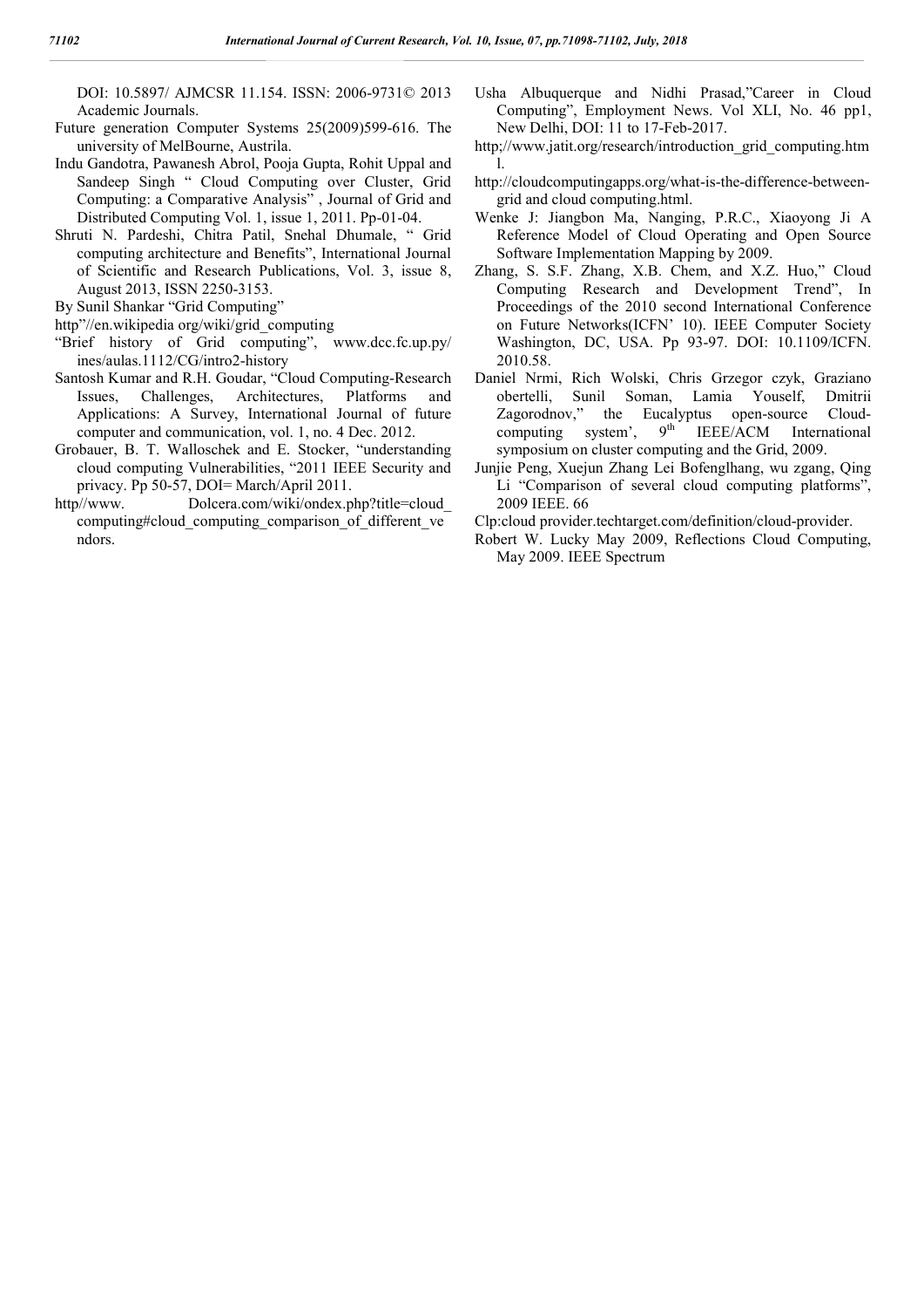DOI: 10.5897/ AJMCSR 11.154. ISSN: 2006-9731© 2013 Academic Journals.

Future generation Computer Systems 25(2009)599-616. The university of MelBourne, Austrila.

Indu Gandotra, Pawanesh Abrol, Pooja Gupta, Rohit Uppal and Sandeep Singh " Cloud Computing over Cluster, Grid Computing: a Comparative Analysis" , Journal of Grid and Distributed Computing Vol. 1, issue 1, 2011. Pp-01-04.

Shruti N. Pardeshi, Chitra Patil, Snehal Dhumale, " Grid computing architecture and Benefits", International Journal of Scientific and Research Publications, Vol. 3, issue 8, August 2013, ISSN 2250-3153.

By Sunil Shankar "Grid Computing"

http"//en.wikipedia org/wiki/grid_computing

"Brief history of Grid computing", www.dcc.fc.up.py/ ines/aulas.1112/CG/intro2-history

Santosh Kumar and R.H. Goudar, "Cloud Computing-Research Issues, Challenges, Architectures, Platforms and Applications: A Survey, International Journal of future computer and communication, vol. 1, no. 4 Dec. 2012.

Grobauer, B. T. Walloschek and E. Stocker, "understanding cloud computing Vulnerabilities, "2011 IEEE Security and privacy. Pp 50-57, DOI= March/April 2011.

http//www. Dolcera.com/wiki/ondex.php?title=cloud_ computing#cloud_computing_comparison_of_different_vendors.

Usha Albuquerque and Nidhi Prasad,"Career in Cloud Computing", Employment News. Vol XLI, No. 46 pp1, New Delhi, DOI: 11 to 17-Feb-2017.

http;//www.jatit.org/research/introduction_grid_computing.html.

http://cloudcomputingapps.org/what-is-the-difference-between-grid and cloud computing.html.

Wenke J: Jiangbon Ma, Nanging, P.R.C., Xiaoyong Ji A Reference Model of Cloud Operating and Open Source Software Implementation Mapping by 2009.

Zhang, S. S.F. Zhang, X.B. Chem, and X.Z. Huo," Cloud Computing Research and Development Trend", In Proceedings of the 2010 second International Conference on Future Networks(ICFN' 10). IEEE Computer Society Washington, DC, USA. Pp 93-97. DOI: 10.1109/ICFN. 2010.58.

Daniel Nrmi, Rich Wolski, Chris Grzegor czyk, Graziano obertelli, Sunil Soman, Lamia Youself, Dmitrii Zagorodnov," the Eucalyptus open-source Cloud-computing system', 9th IEEE/ACM International symposium on cluster computing and the Grid, 2009.

Junjie Peng, Xuejun Zhang Lei Bofenglhang, wu zgang, Qing Li "Comparison of several cloud computing platforms", 2009 IEEE. 66

Clp:cloud provider.techtarget.com/definition/cloud-provider.

Robert W. Lucky May 2009, Reflections Cloud Computing, May 2009. IEEE Spectrum